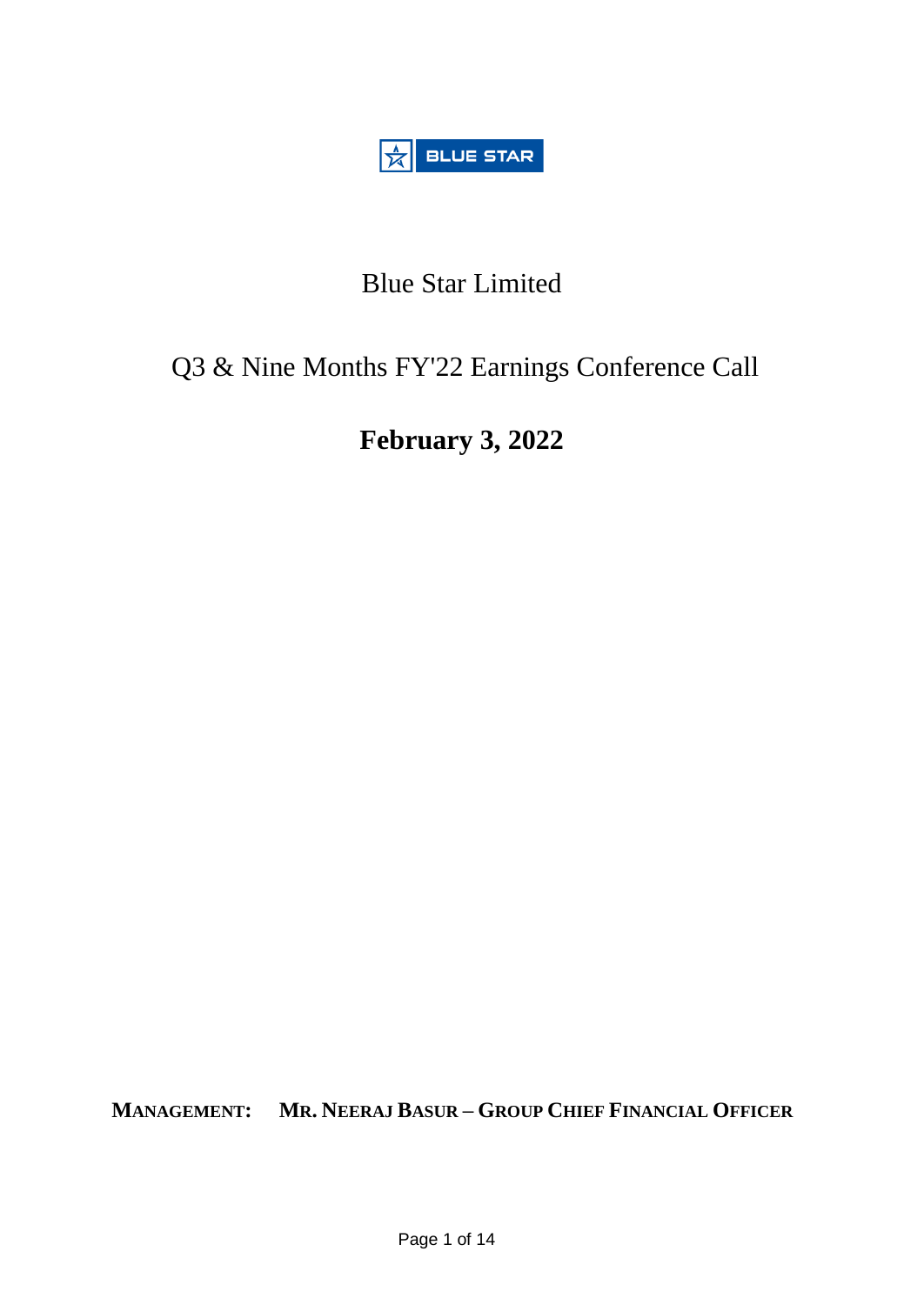BLUE STAR

# Blue Star Limited

## Q3 & Nine Months FY'22 Earnings Conference Call

## February 3, 2022

**MANAGEMENT: MR. NEERAJ BASUR – GROUP CHIEF FINANCIAL OFFICER**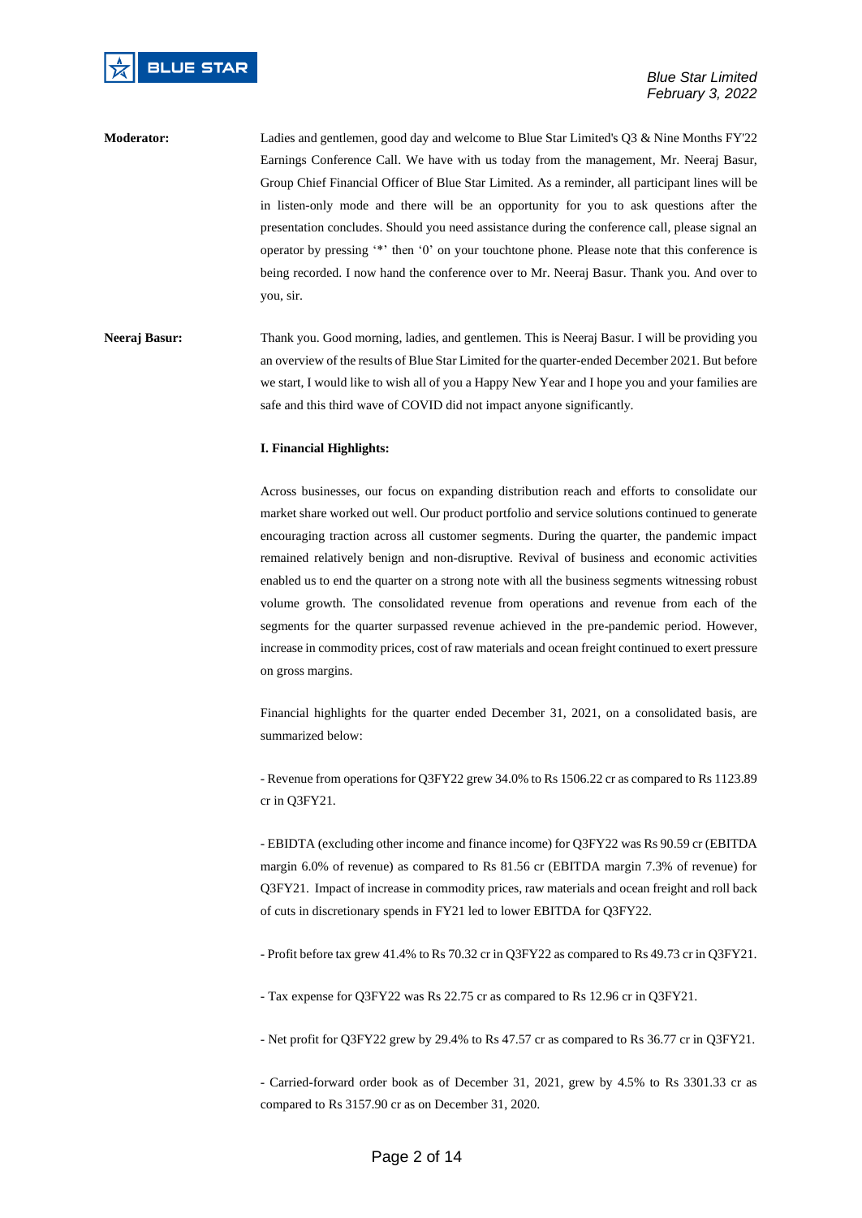**Moderator:** Ladies and gentlemen, good day and welcome to Blue Star Limited's Q3 & Nine Months FY'22 Earnings Conference Call. We have with us today from the management, Mr. Neeraj Basur, Group Chief Financial Officer of Blue Star Limited. As a reminder, all participant lines will be in listen-only mode and there will be an opportunity for you to ask questions after the presentation concludes. Should you need assistance during the conference call, please signal an operator by pressing '*' then '0' on your touchtone phone. Please note that this conference is being recorded. I now hand the conference over to Mr. Neeraj Basur. Thank you. And over to you, sir.

**Neeraj Basur:** Thank you. Good morning, ladies, and gentlemen. This is Neeraj Basur. I will be providing you an overview of the results of Blue Star Limited for the quarter-ended December 2021. But before we start, I would like to wish all of you a Happy New Year and I hope you and your families are safe and this third wave of COVID did not impact anyone significantly.

**I. Financial Highlights:**

Across businesses, our focus on expanding distribution reach and efforts to consolidate our market share worked out well. Our product portfolio and service solutions continued to generate encouraging traction across all customer segments. During the quarter, the pandemic impact remained relatively benign and non-disruptive. Revival of business and economic activities enabled us to end the quarter on a strong note with all the business segments witnessing robust volume growth. The consolidated revenue from operations and revenue from each of the segments for the quarter surpassed revenue achieved in the pre-pandemic period. However, increase in commodity prices, cost of raw materials and ocean freight continued to exert pressure on gross margins.

Financial highlights for the quarter ended December 31, 2021, on a consolidated basis, are summarized below:

- Revenue from operations for Q3FY22 grew 34.0% to Rs 1506.22 cr as compared to Rs 1123.89 cr in Q3FY21.

- EBIDTA (excluding other income and finance income) for Q3FY22 was Rs 90.59 cr (EBITDA margin 6.0% of revenue) as compared to Rs 81.56 cr (EBITDA margin 7.3% of revenue) for Q3FY21. Impact of increase in commodity prices, raw materials and ocean freight and roll back of cuts in discretionary spends in FY21 led to lower EBITDA for Q3FY22.

- Profit before tax grew 41.4% to Rs 70.32 cr in Q3FY22 as compared to Rs 49.73 cr in Q3FY21.

- Tax expense for Q3FY22 was Rs 22.75 cr as compared to Rs 12.96 cr in Q3FY21.

- Net profit for Q3FY22 grew by 29.4% to Rs 47.57 cr as compared to Rs 36.77 cr in Q3FY21.

- Carried-forward order book as of December 31, 2021, grew by 4.5% to Rs 3301.33 cr as compared to Rs 3157.90 cr as on December 31, 2020.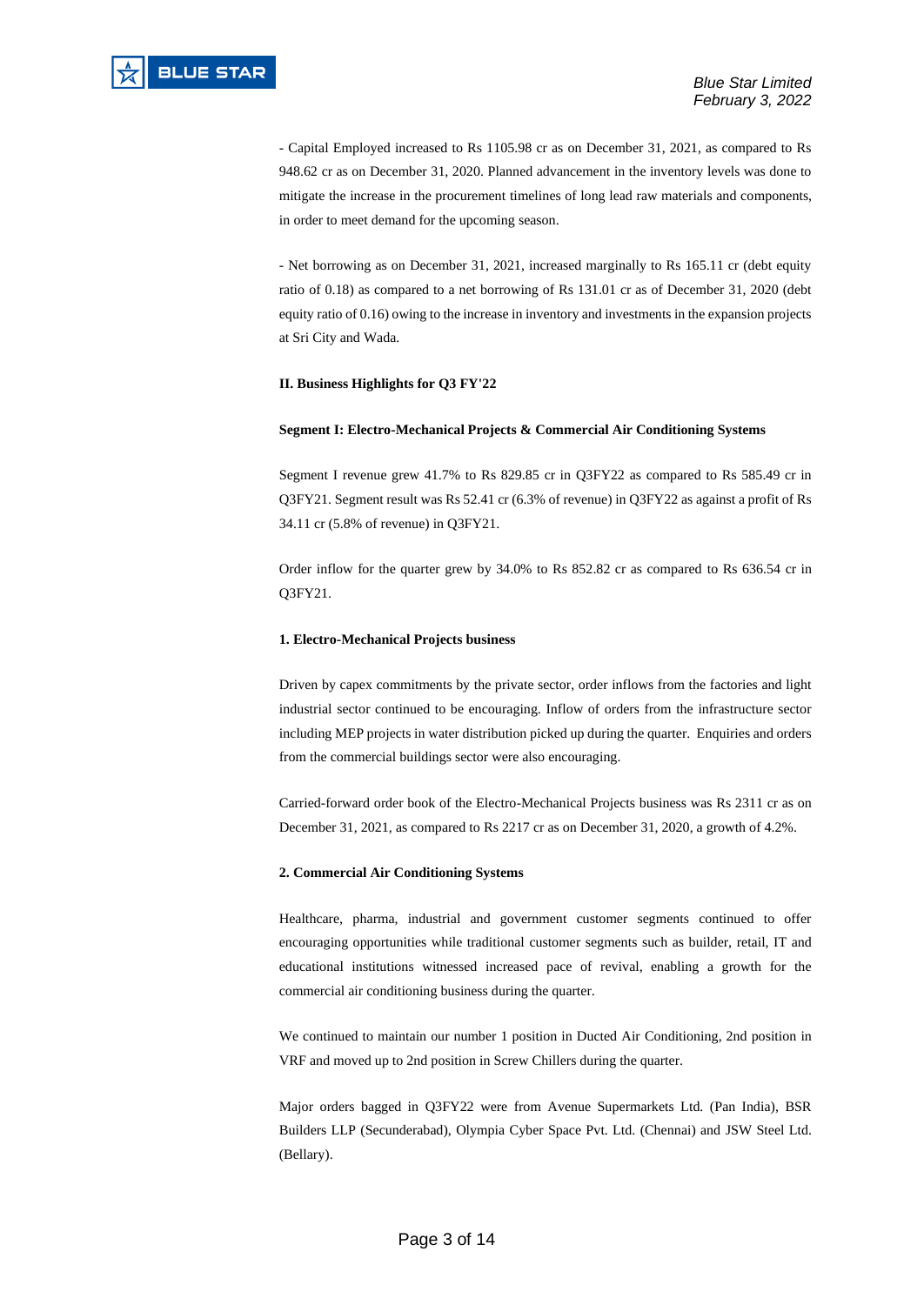- Capital Employed increased to Rs 1105.98 cr as on December 31, 2021, as compared to Rs 948.62 cr as on December 31, 2020. Planned advancement in the inventory levels was done to mitigate the increase in the procurement timelines of long lead raw materials and components, in order to meet demand for the upcoming season.

- Net borrowing as on December 31, 2021, increased marginally to Rs 165.11 cr (debt equity ratio of 0.18) as compared to a net borrowing of Rs 131.01 cr as of December 31, 2020 (debt equity ratio of 0.16) owing to the increase in inventory and investments in the expansion projects at Sri City and Wada.

## II. Business Highlights for Q3 FY'22

### Segment I: Electro-Mechanical Projects & Commercial Air Conditioning Systems

Segment I revenue grew 41.7% to Rs 829.85 cr in Q3FY22 as compared to Rs 585.49 cr in Q3FY21. Segment result was Rs 52.41 cr (6.3% of revenue) in Q3FY22 as against a profit of Rs 34.11 cr (5.8% of revenue) in Q3FY21.

Order inflow for the quarter grew by 34.0% to Rs 852.82 cr as compared to Rs 636.54 cr in Q3FY21.

#### 1. Electro-Mechanical Projects business

Driven by capex commitments by the private sector, order inflows from the factories and light industrial sector continued to be encouraging. Inflow of orders from the infrastructure sector including MEP projects in water distribution picked up during the quarter. Enquiries and orders from the commercial buildings sector were also encouraging.

Carried-forward order book of the Electro-Mechanical Projects business was Rs 2311 cr as on December 31, 2021, as compared to Rs 2217 cr as on December 31, 2020, a growth of 4.2%.

#### 2. Commercial Air Conditioning Systems

Healthcare, pharma, industrial and government customer segments continued to offer encouraging opportunities while traditional customer segments such as builder, retail, IT and educational institutions witnessed increased pace of revival, enabling a growth for the commercial air conditioning business during the quarter.

We continued to maintain our number 1 position in Ducted Air Conditioning, 2nd position in VRF and moved up to 2nd position in Screw Chillers during the quarter.

Major orders bagged in Q3FY22 were from Avenue Supermarkets Ltd. (Pan India), BSR Builders LLP (Secunderabad), Olympia Cyber Space Pvt. Ltd. (Chennai) and JSW Steel Ltd. (Bellary).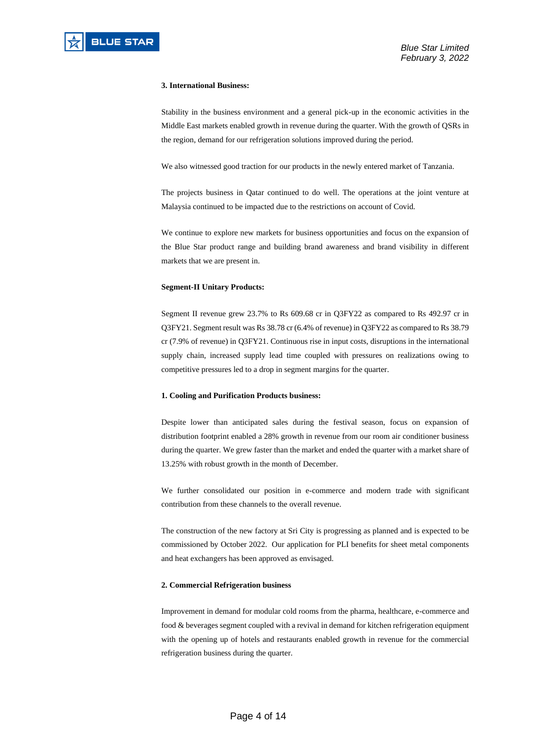**3. International Business:**

Stability in the business environment and a general pick-up in the economic activities in the Middle East markets enabled growth in revenue during the quarter. With the growth of QSRs in the region, demand for our refrigeration solutions improved during the period.

We also witnessed good traction for our products in the newly entered market of Tanzania.

The projects business in Qatar continued to do well. The operations at the joint venture at Malaysia continued to be impacted due to the restrictions on account of Covid.

We continue to explore new markets for business opportunities and focus on the expansion of the Blue Star product range and building brand awareness and brand visibility in different markets that we are present in.

**Segment-II Unitary Products:**

Segment II revenue grew 23.7% to Rs 609.68 cr in Q3FY22 as compared to Rs 492.97 cr in Q3FY21. Segment result was Rs 38.78 cr (6.4% of revenue) in Q3FY22 as compared to Rs 38.79 cr (7.9% of revenue) in Q3FY21. Continuous rise in input costs, disruptions in the international supply chain, increased supply lead time coupled with pressures on realizations owing to competitive pressures led to a drop in segment margins for the quarter.

**1. Cooling and Purification Products business:**

Despite lower than anticipated sales during the festival season, focus on expansion of distribution footprint enabled a 28% growth in revenue from our room air conditioner business during the quarter. We grew faster than the market and ended the quarter with a market share of 13.25% with robust growth in the month of December.

We further consolidated our position in e-commerce and modern trade with significant contribution from these channels to the overall revenue.

The construction of the new factory at Sri City is progressing as planned and is expected to be commissioned by October 2022. Our application for PLI benefits for sheet metal components and heat exchangers has been approved as envisaged.

**2. Commercial Refrigeration business**

Improvement in demand for modular cold rooms from the pharma, healthcare, e-commerce and food & beverages segment coupled with a revival in demand for kitchen refrigeration equipment with the opening up of hotels and restaurants enabled growth in revenue for the commercial refrigeration business during the quarter.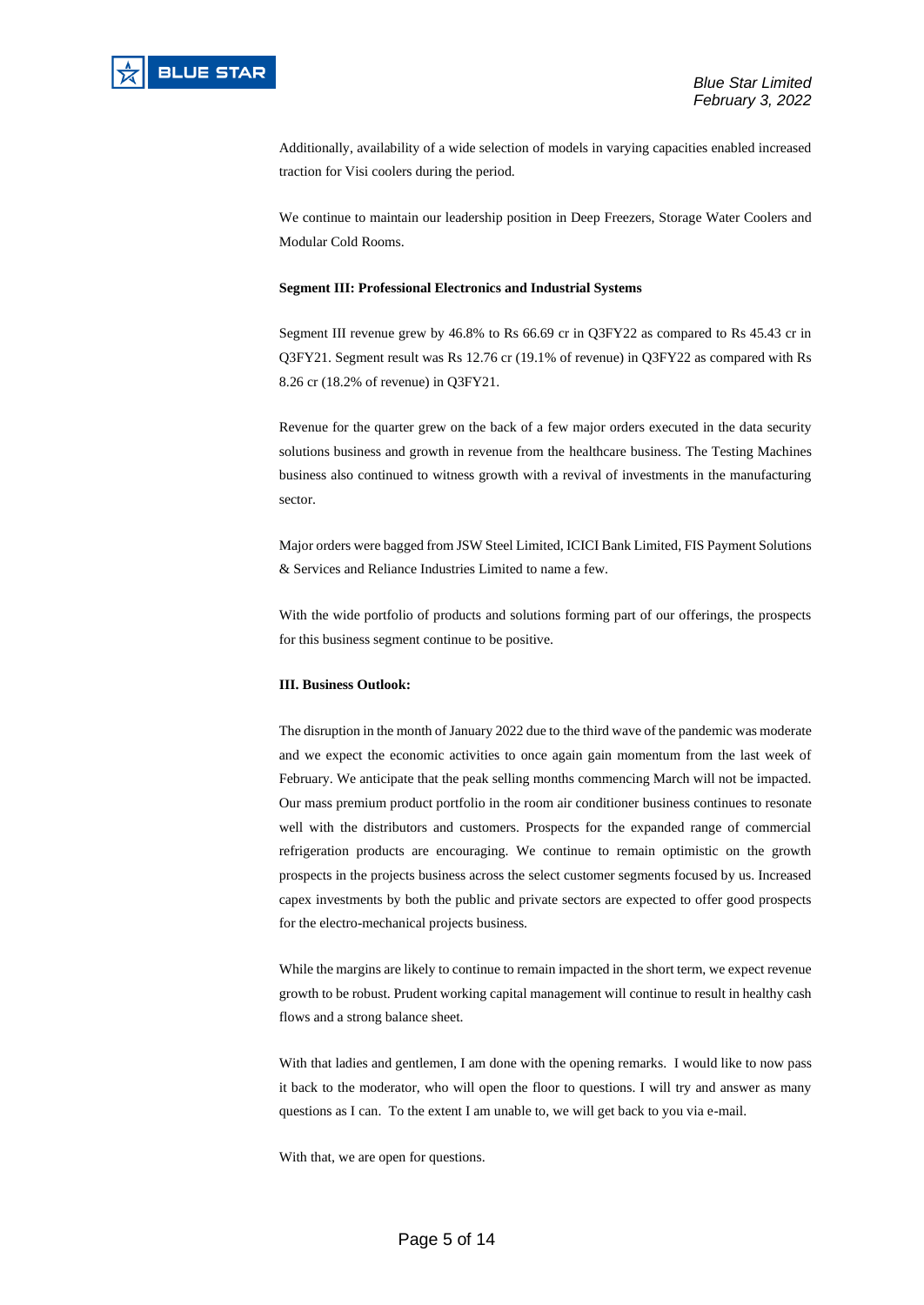Additionally, availability of a wide selection of models in varying capacities enabled increased traction for Visi coolers during the period.

We continue to maintain our leadership position in Deep Freezers, Storage Water Coolers and Modular Cold Rooms.

**Segment III: Professional Electronics and Industrial Systems**

Segment III revenue grew by 46.8% to Rs 66.69 cr in Q3FY22 as compared to Rs 45.43 cr in Q3FY21. Segment result was Rs 12.76 cr (19.1% of revenue) in Q3FY22 as compared with Rs 8.26 cr (18.2% of revenue) in Q3FY21.

Revenue for the quarter grew on the back of a few major orders executed in the data security solutions business and growth in revenue from the healthcare business. The Testing Machines business also continued to witness growth with a revival of investments in the manufacturing sector.

Major orders were bagged from JSW Steel Limited, ICICI Bank Limited, FIS Payment Solutions & Services and Reliance Industries Limited to name a few.

With the wide portfolio of products and solutions forming part of our offerings, the prospects for this business segment continue to be positive.

**III. Business Outlook:**

The disruption in the month of January 2022 due to the third wave of the pandemic was moderate and we expect the economic activities to once again gain momentum from the last week of February. We anticipate that the peak selling months commencing March will not be impacted. Our mass premium product portfolio in the room air conditioner business continues to resonate well with the distributors and customers. Prospects for the expanded range of commercial refrigeration products are encouraging. We continue to remain optimistic on the growth prospects in the projects business across the select customer segments focused by us. Increased capex investments by both the public and private sectors are expected to offer good prospects for the electro-mechanical projects business.

While the margins are likely to continue to remain impacted in the short term, we expect revenue growth to be robust. Prudent working capital management will continue to result in healthy cash flows and a strong balance sheet.

With that ladies and gentlemen, I am done with the opening remarks. I would like to now pass it back to the moderator, who will open the floor to questions. I will try and answer as many questions as I can. To the extent I am unable to, we will get back to you via e-mail.

With that, we are open for questions.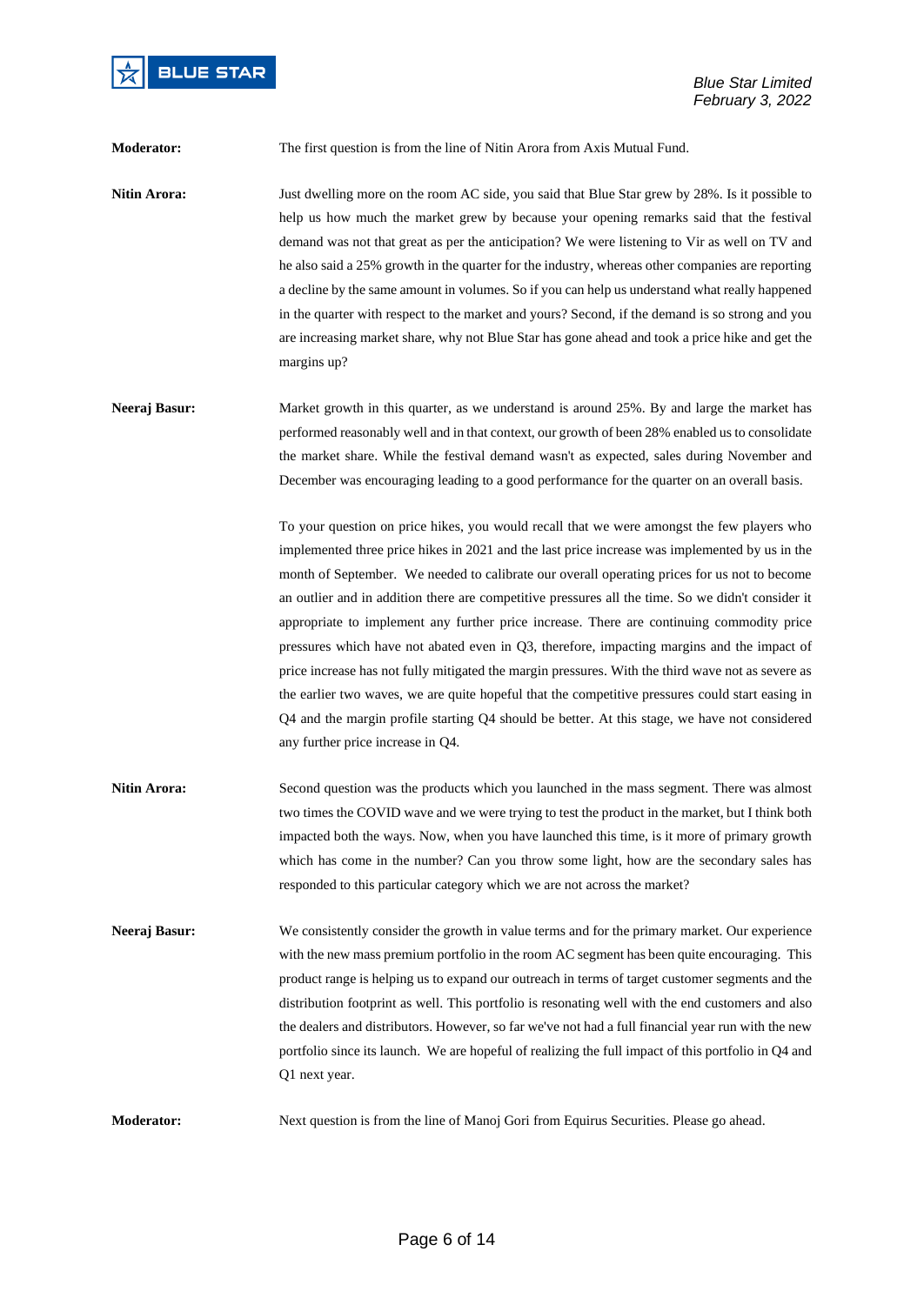**Moderator:** The first question is from the line of Nitin Arora from Axis Mutual Fund.

**Nitin Arora:** Just dwelling more on the room AC side, you said that Blue Star grew by 28%. Is it possible to help us how much the market grew by because your opening remarks said that the festival demand was not that great as per the anticipation? We were listening to Vir as well on TV and he also said a 25% growth in the quarter for the industry, whereas other companies are reporting a decline by the same amount in volumes. So if you can help us understand what really happened in the quarter with respect to the market and yours? Second, if the demand is so strong and you are increasing market share, why not Blue Star has gone ahead and took a price hike and get the margins up?

**Neeraj Basur:** Market growth in this quarter, as we understand is around 25%. By and large the market has performed reasonably well and in that context, our growth of been 28% enabled us to consolidate the market share. While the festival demand wasn't as expected, sales during November and December was encouraging leading to a good performance for the quarter on an overall basis.

To your question on price hikes, you would recall that we were amongst the few players who implemented three price hikes in 2021 and the last price increase was implemented by us in the month of September. We needed to calibrate our overall operating prices for us not to become an outlier and in addition there are competitive pressures all the time. So we didn't consider it appropriate to implement any further price increase. There are continuing commodity price pressures which have not abated even in Q3, therefore, impacting margins and the impact of price increase has not fully mitigated the margin pressures. With the third wave not as severe as the earlier two waves, we are quite hopeful that the competitive pressures could start easing in Q4 and the margin profile starting Q4 should be better. At this stage, we have not considered any further price increase in Q4.

**Nitin Arora:** Second question was the products which you launched in the mass segment. There was almost two times the COVID wave and we were trying to test the product in the market, but I think both impacted both the ways. Now, when you have launched this time, is it more of primary growth which has come in the number? Can you throw some light, how are the secondary sales has responded to this particular category which we are not across the market?

**Neeraj Basur:** We consistently consider the growth in value terms and for the primary market. Our experience with the new mass premium portfolio in the room AC segment has been quite encouraging. This product range is helping us to expand our outreach in terms of target customer segments and the distribution footprint as well. This portfolio is resonating well with the end customers and also the dealers and distributors. However, so far we've not had a full financial year run with the new portfolio since its launch. We are hopeful of realizing the full impact of this portfolio in Q4 and Q1 next year.

**Moderator:** Next question is from the line of Manoj Gori from Equirus Securities. Please go ahead.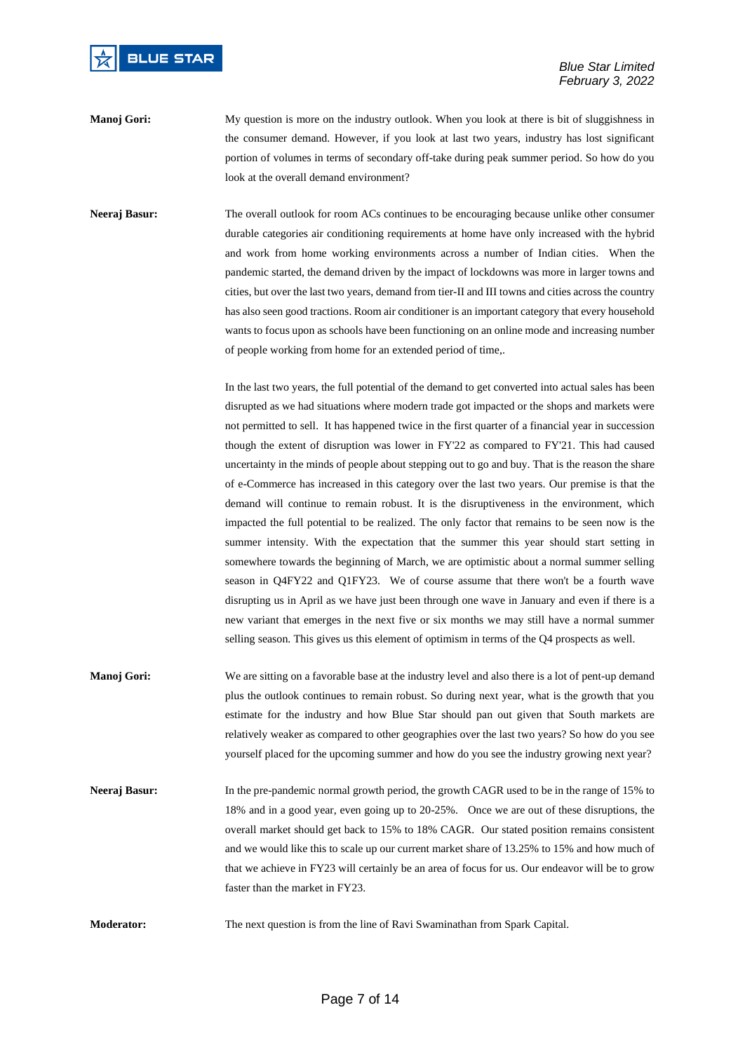**Manoj Gori:** My question is more on the industry outlook. When you look at there is bit of sluggishness in the consumer demand. However, if you look at last two years, industry has lost significant portion of volumes in terms of secondary off-take during peak summer period. So how do you look at the overall demand environment?

**Neeraj Basur:** The overall outlook for room ACs continues to be encouraging because unlike other consumer durable categories air conditioning requirements at home have only increased with the hybrid and work from home working environments across a number of Indian cities. When the pandemic started, the demand driven by the impact of lockdowns was more in larger towns and cities, but over the last two years, demand from tier-II and III towns and cities across the country has also seen good tractions. Room air conditioner is an important category that every household wants to focus upon as schools have been functioning on an online mode and increasing number of people working from home for an extended period of time,.

In the last two years, the full potential of the demand to get converted into actual sales has been disrupted as we had situations where modern trade got impacted or the shops and markets were not permitted to sell. It has happened twice in the first quarter of a financial year in succession though the extent of disruption was lower in FY'22 as compared to FY'21. This had caused uncertainty in the minds of people about stepping out to go and buy. That is the reason the share of e-Commerce has increased in this category over the last two years. Our premise is that the demand will continue to remain robust. It is the disruptiveness in the environment, which impacted the full potential to be realized. The only factor that remains to be seen now is the summer intensity. With the expectation that the summer this year should start setting in somewhere towards the beginning of March, we are optimistic about a normal summer selling season in Q4FY22 and Q1FY23. We of course assume that there won't be a fourth wave disrupting us in April as we have just been through one wave in January and even if there is a new variant that emerges in the next five or six months we may still have a normal summer selling season. This gives us this element of optimism in terms of the Q4 prospects as well.

**Manoj Gori:** We are sitting on a favorable base at the industry level and also there is a lot of pent-up demand plus the outlook continues to remain robust. So during next year, what is the growth that you estimate for the industry and how Blue Star should pan out given that South markets are relatively weaker as compared to other geographies over the last two years? So how do you see yourself placed for the upcoming summer and how do you see the industry growing next year?

**Neeraj Basur:** In the pre-pandemic normal growth period, the growth CAGR used to be in the range of 15% to 18% and in a good year, even going up to 20-25%. Once we are out of these disruptions, the overall market should get back to 15% to 18% CAGR. Our stated position remains consistent and we would like this to scale up our current market share of 13.25% to 15% and how much of that we achieve in FY23 will certainly be an area of focus for us. Our endeavor will be to grow faster than the market in FY23.

**Moderator:** The next question is from the line of Ravi Swaminathan from Spark Capital.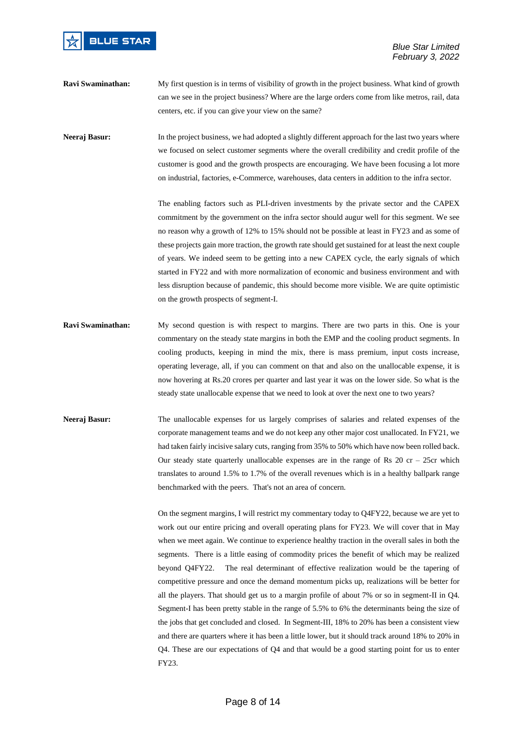**Ravi Swaminathan:** My first question is in terms of visibility of growth in the project business. What kind of growth can we see in the project business? Where are the large orders come from like metros, rail, data centers, etc. if you can give your view on the same?

**Neeraj Basur:** In the project business, we had adopted a slightly different approach for the last two years where we focused on select customer segments where the overall credibility and credit profile of the customer is good and the growth prospects are encouraging. We have been focusing a lot more on industrial, factories, e-Commerce, warehouses, data centers in addition to the infra sector.

The enabling factors such as PLI-driven investments by the private sector and the CAPEX commitment by the government on the infra sector should augur well for this segment. We see no reason why a growth of 12% to 15% should not be possible at least in FY23 and as some of these projects gain more traction, the growth rate should get sustained for at least the next couple of years. We indeed seem to be getting into a new CAPEX cycle, the early signals of which started in FY22 and with more normalization of economic and business environment and with less disruption because of pandemic, this should become more visible. We are quite optimistic on the growth prospects of segment-I.

**Ravi Swaminathan:** My second question is with respect to margins. There are two parts in this. One is your commentary on the steady state margins in both the EMP and the cooling product segments. In cooling products, keeping in mind the mix, there is mass premium, input costs increase, operating leverage, all, if you can comment on that and also on the unallocable expense, it is now hovering at Rs.20 crores per quarter and last year it was on the lower side. So what is the steady state unallocable expense that we need to look at over the next one to two years?

**Neeraj Basur:** The unallocable expenses for us largely comprises of salaries and related expenses of the corporate management teams and we do not keep any other major cost unallocated. In FY21, we had taken fairly incisive salary cuts, ranging from 35% to 50% which have now been rolled back. Our steady state quarterly unallocable expenses are in the range of Rs 20 cr – 25cr which translates to around 1.5% to 1.7% of the overall revenues which is in a healthy ballpark range benchmarked with the peers. That's not an area of concern.

On the segment margins, I will restrict my commentary today to Q4FY22, because we are yet to work out our entire pricing and overall operating plans for FY23. We will cover that in May when we meet again. We continue to experience healthy traction in the overall sales in both the segments. There is a little easing of commodity prices the benefit of which may be realized beyond Q4FY22. The real determinant of effective realization would be the tapering of competitive pressure and once the demand momentum picks up, realizations will be better for all the players. That should get us to a margin profile of about 7% or so in segment-II in Q4. Segment-I has been pretty stable in the range of 5.5% to 6% the determinants being the size of the jobs that get concluded and closed. In Segment-III, 18% to 20% has been a consistent view and there are quarters where it has been a little lower, but it should track around 18% to 20% in Q4. These are our expectations of Q4 and that would be a good starting point for us to enter FY23.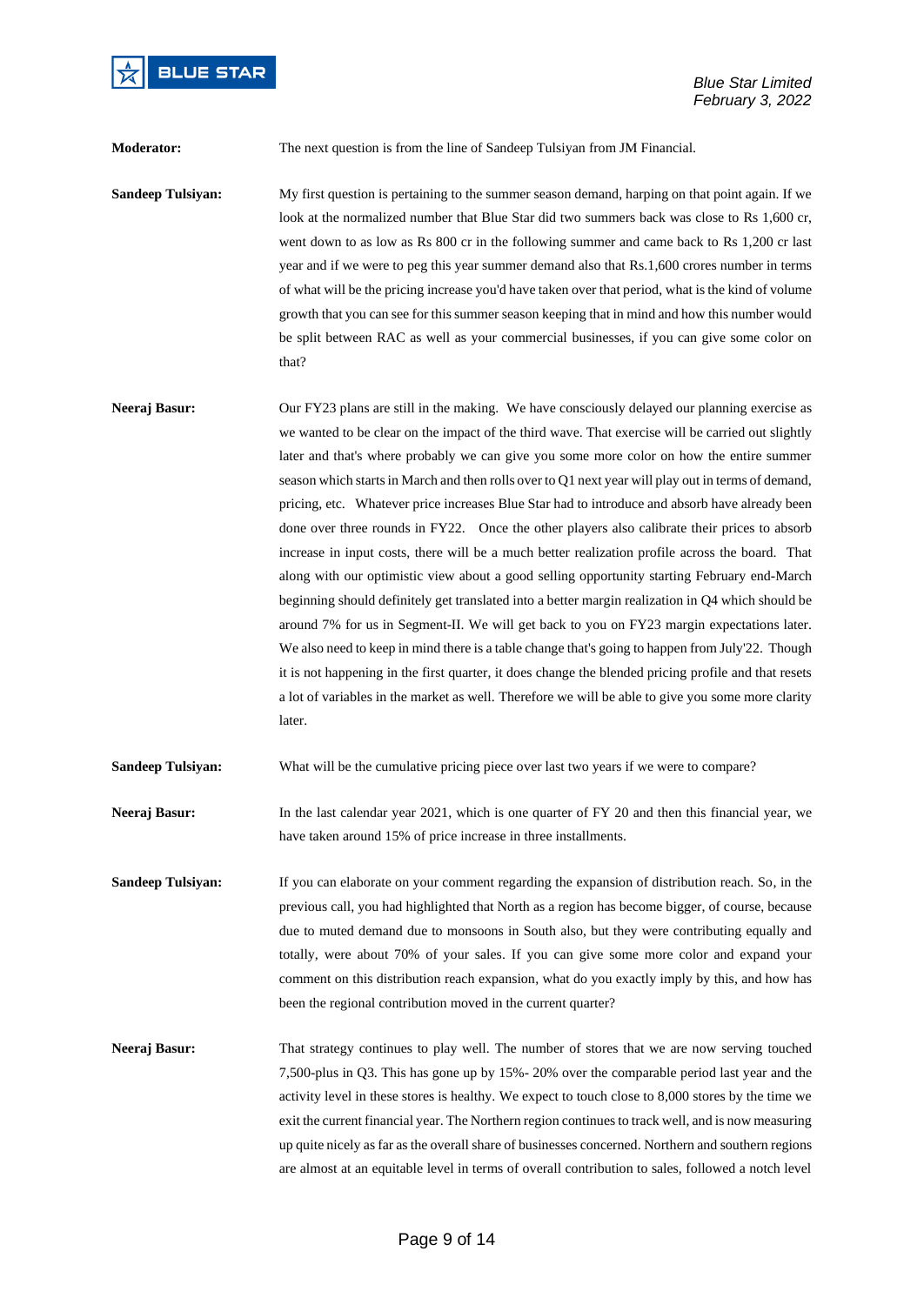**Moderator:** The next question is from the line of Sandeep Tulsiyan from JM Financial.

**Sandeep Tulsiyan:** My first question is pertaining to the summer season demand, harping on that point again. If we look at the normalized number that Blue Star did two summers back was close to Rs 1,600 cr, went down to as low as Rs 800 cr in the following summer and came back to Rs 1,200 cr last year and if we were to peg this year summer demand also that Rs.1,600 crores number in terms of what will be the pricing increase you'd have taken over that period, what is the kind of volume growth that you can see for this summer season keeping that in mind and how this number would be split between RAC as well as your commercial businesses, if you can give some color on that?

**Neeraj Basur:** Our FY23 plans are still in the making. We have consciously delayed our planning exercise as we wanted to be clear on the impact of the third wave. That exercise will be carried out slightly later and that's where probably we can give you some more color on how the entire summer season which starts in March and then rolls over to Q1 next year will play out in terms of demand, pricing, etc. Whatever price increases Blue Star had to introduce and absorb have already been done over three rounds in FY22. Once the other players also calibrate their prices to absorb increase in input costs, there will be a much better realization profile across the board. That along with our optimistic view about a good selling opportunity starting February end-March beginning should definitely get translated into a better margin realization in Q4 which should be around 7% for us in Segment-II. We will get back to you on FY23 margin expectations later. We also need to keep in mind there is a table change that's going to happen from July'22. Though it is not happening in the first quarter, it does change the blended pricing profile and that resets a lot of variables in the market as well. Therefore we will be able to give you some more clarity later.

**Sandeep Tulsiyan:** What will be the cumulative pricing piece over last two years if we were to compare?

**Neeraj Basur:** In the last calendar year 2021, which is one quarter of FY 20 and then this financial year, we have taken around 15% of price increase in three installments.

**Sandeep Tulsiyan:** If you can elaborate on your comment regarding the expansion of distribution reach. So, in the previous call, you had highlighted that North as a region has become bigger, of course, because due to muted demand due to monsoons in South also, but they were contributing equally and totally, were about 70% of your sales. If you can give some more color and your comment on this distribution reach expansion, what do you exactly imply by this, and how has been the regional contribution moved in the current quarter?

**Neeraj Basur:** That strategy continues to play well. The number of stores that we are now serving touched 7,500-plus in Q3. This has gone up by 15%- 20% over the comparable period last year and the activity level in these stores is healthy. We expect to touch close to 8,000 stores by the time we exit the current financial year. The Northern region continues to track well, and is now measuring up quite nicely as far as the overall share of businesses concerned. Northern and southern regions are almost at an equitable level in terms of overall contribution to sales, followed a notch level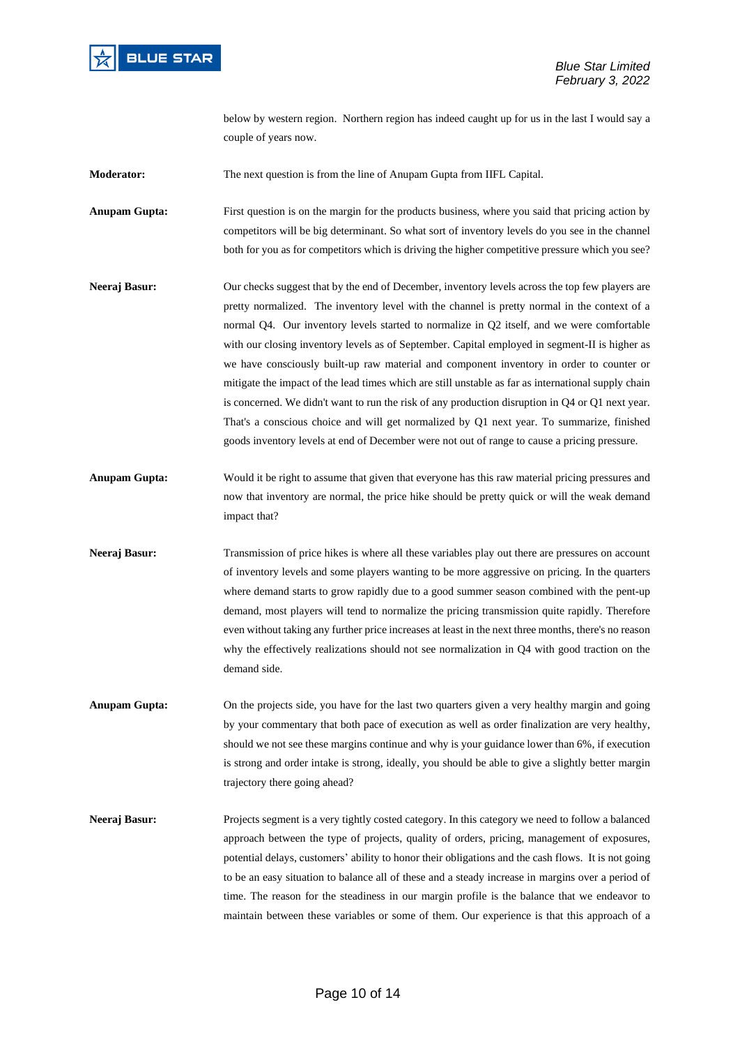below by western region. Northern region has indeed caught up for us in the last I would say a couple of years now.

**Moderator:** The next question is from the line of Anupam Gupta from IIFL Capital.

**Anupam Gupta:** First question is on the margin for the products business, where you said that pricing action by competitors will be big determinant. So what sort of inventory levels do you see in the channel both for you as for competitors which is driving the higher competitive pressure which you see?

**Neeraj Basur:** Our checks suggest that by the end of December, inventory levels across the top few players are pretty normalized. The inventory level with the channel is pretty normal in the context of a normal Q4. Our inventory levels started to normalize in Q2 itself, and we were comfortable with our closing inventory levels as of September. Capital employed in segment-II is higher as we have consciously built-up raw material and component inventory in order to counter or mitigate the impact of the lead times which are still unstable as far as international supply chain is concerned. We didn't want to run the risk of any production disruption in Q4 or Q1 next year. That's a conscious choice and will get normalized by Q1 next year. To summarize, finished goods inventory levels at end of December were not out of range to cause a pricing pressure.

**Anupam Gupta:** Would it be right to assume that given that everyone has this raw material pricing pressures and now that inventory are normal, the price hike should be pretty quick or will the weak demand impact that?

**Neeraj Basur:** Transmission of price hikes is where all these variables play out there are pressures on account of inventory levels and some players wanting to be more aggressive on pricing. In the quarters where demand starts to grow rapidly due to a good summer season combined with the pent-up demand, most players will tend to normalize the pricing transmission quite rapidly. Therefore even without taking any further price increases at least in the next three months, there's no reason why the effectively realizations should not see normalization in Q4 with good traction on the demand side.

**Anupam Gupta:** On the projects side, you have for the last two quarters given a very healthy margin and going by your commentary that both pace of execution as well as order finalization are very healthy, should we not see these margins continue and why is your guidance lower than 6%, if execution is strong and order intake is strong, ideally, you should be able to give a slightly better margin trajectory there going ahead?

**Neeraj Basur:** Projects segment is a very tightly costed category. In this category we need to follow a balanced approach between the type of projects, quality of orders, pricing, management of exposures, potential delays, customers' ability to honor their obligations and the cash flows. It is not going to be an easy situation to balance all of these and a steady increase in margins over a period of time. The reason for the steadiness in our margin profile is the balance that we endeavor to maintain between these variables or some of them. Our experience is that this approach of a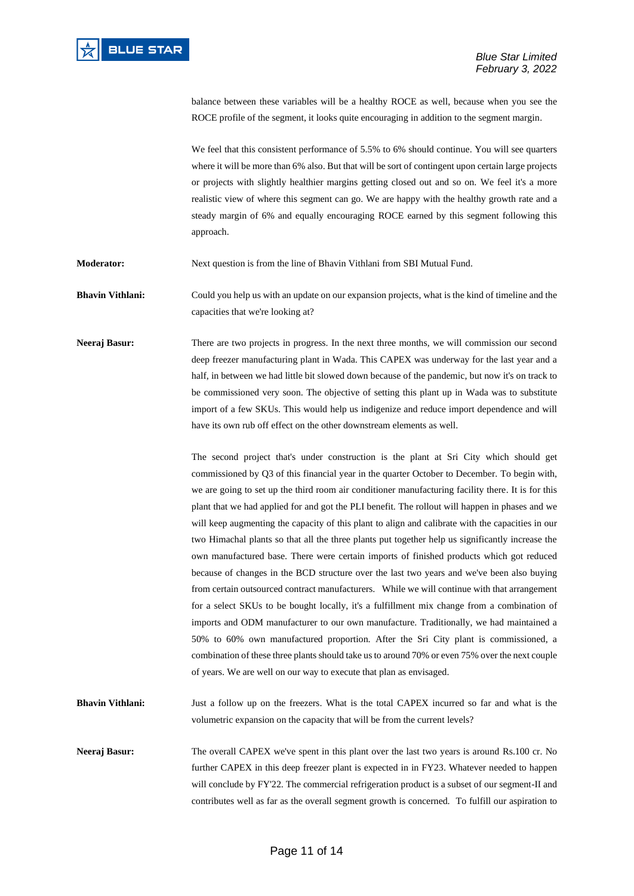balance between these variables will be a healthy ROCE as well, because when you see the ROCE profile of the segment, it looks quite encouraging in addition to the segment margin.

We feel that this consistent performance of 5.5% to 6% should continue. You will see quarters where it will be more than 6% also. But that will be sort of contingent upon certain large projects or projects with slightly healthier margins getting closed out and so on. We feel it's a more realistic view of where this segment can go. We are happy with the healthy growth rate and a steady margin of 6% and equally encouraging ROCE earned by this segment following this approach.

**Moderator:** Next question is from the line of Bhavin Vithlani from SBI Mutual Fund.

**Bhavin Vithlani:** Could you help us with an update on our expansion projects, what is the kind of timeline and the capacities that we're looking at?

**Neeraj Basur:** There are two projects in progress. In the next three months, we will commission our second deep freezer manufacturing plant in Wada. This CAPEX was underway for the last year and a half, in between we had little bit slowed down because of the pandemic, but now it's on track to be commissioned very soon. The objective of setting this plant up in Wada was to substitute import of a few SKUs. This would help us indigenize and reduce import dependence and will have its own rub off effect on the other downstream elements as well.

The second project that's under construction is the plant at Sri City which should get commissioned by Q3 of this financial year in the quarter October to December. To begin with, we are going to set up the third room air conditioner manufacturing facility there. It is for this plant that we had applied for and got the PLI benefit. The rollout will happen in phases and we will keep augmenting the capacity of this plant to align and calibrate with the capacities in our two Himachal plants so that all the three plants put together help us significantly increase the own manufactured base. There were certain imports of finished products which got reduced because of changes in the BCD structure over the last two years and we've been also buying from certain outsourced contract manufacturers. While we will continue with that arrangement for a select SKUs to be bought locally, it's a fulfillment mix change from a combination of imports and ODM manufacturer to our own manufacture. Traditionally, we had maintained a 50% to 60% own manufactured proportion. After the Sri City is commissioned, a combination of these three plants should take us to around 70% or even 75% over the next couple of years. We are well on our way to execute that plan as envisaged.

**Bhavin Vithlani:** Just a follow up on the freezers. What is the total CAPEX incurred so far and what is the volumetric expansion on the capacity that will be from the current levels?

**Neeraj Basur:** The overall CAPEX we've spent in this plant over the last two years is around Rs.100 cr. No further CAPEX in this deep freezer plant is expected in in FY23. Whatever needed to happen will conclude by FY'22. The commercial refrigeration product is a subset of our segment-II and contributes well as far as the overall segment growth is concerned. To fulfill our aspiration to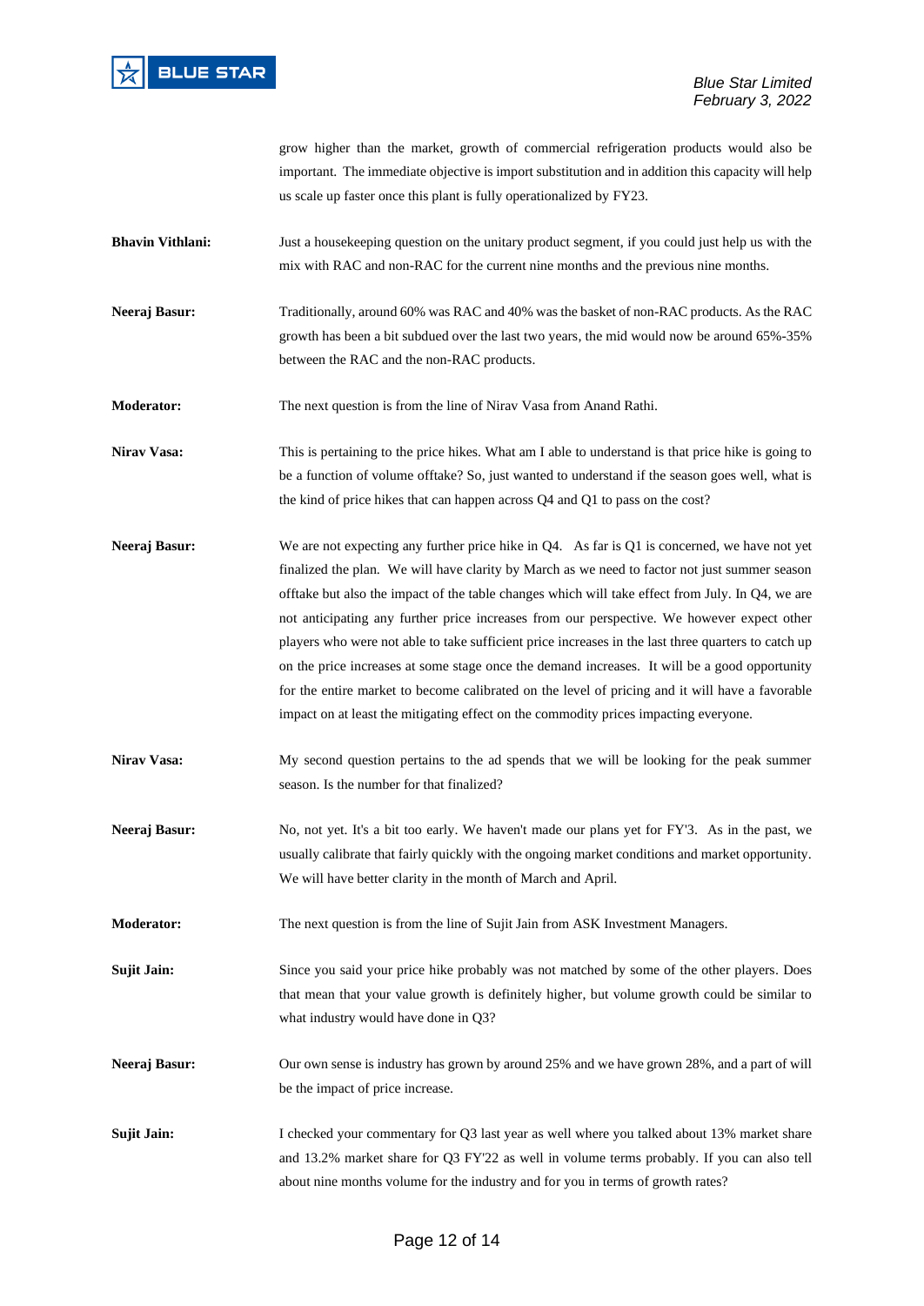grow higher than the market, growth of commercial refrigeration products would also be important. The immediate objective is import substitution and in addition this capacity will help us scale up faster once this plant is fully operationalized by FY23.

**Bhavin Vithlani:** Just a housekeeping question on the unitary product segment, if you could just help us with the mix with RAC and non-RAC for the current nine months and the previous nine months.

**Neeraj Basur:** Traditionally, around 60% was RAC and 40% was the basket of non-RAC products. As the RAC growth has been a bit subdued over the last two years, the mid would now be around 65%-35% between the RAC and the non-RAC products.

**Moderator:** The next question is from the line of Nirav Vasa from Anand Rathi.

**Nirav Vasa:** This is pertaining to the price hikes. What am I able to understand is that price hike is going to be a function of volume offtake? So, just wanted to understand if the season goes well, what is the kind of price hikes that can happen across Q4 and Q1 to pass on the cost?

**Neeraj Basur:** We are not expecting any further price hike in Q4. As far is Q1 is concerned, we have not yet finalized the plan. We will have clarity by March as we need to factor not just summer season offtake but also the impact of the table changes which will take effect from July. In Q4, we are not anticipating any further price increases from our perspective. We however expect other players who were not able to take sufficient price increases in the last three quarters to catch up on the price increases at some stage once the demand increases. It will be a good opportunity for the entire market to become calibrated on the level of pricing and it will have a favorable impact on at least the mitigating effect on the commodity prices impacting everyone.

**Nirav Vasa:** My second question pertains to the ad spends that we will be looking for the peak summer season. Is the number for that finalized?

**Neeraj Basur:** No, not yet. It's a bit too early. We haven't made our plans yet for FY'3. As in the past, we usually calibrate that fairly quickly with the ongoing market conditions and market opportunity. We will have better clarity in the month of March and April.

**Moderator:** The next question is from the line of Sujit Jain from ASK Investment Managers.

**Sujit Jain:** Since you said your price hike probably was not matched by some of the other players. Does that mean that your value growth is definitely higher, but volume growth could be similar to what industry would have done in Q3?

**Neeraj Basur:** Our own sense is industry has grown by around 25% and we have grown 28%, and a part of will be the impact of price increase.

**Sujit Jain:** I checked your commentary for Q3 last year as well where you talked about 13% market share and 13.2% market share for Q3 FY'22 as well in volume terms probably. If you can also tell about nine months volume for the industry and for you in terms of growth rates?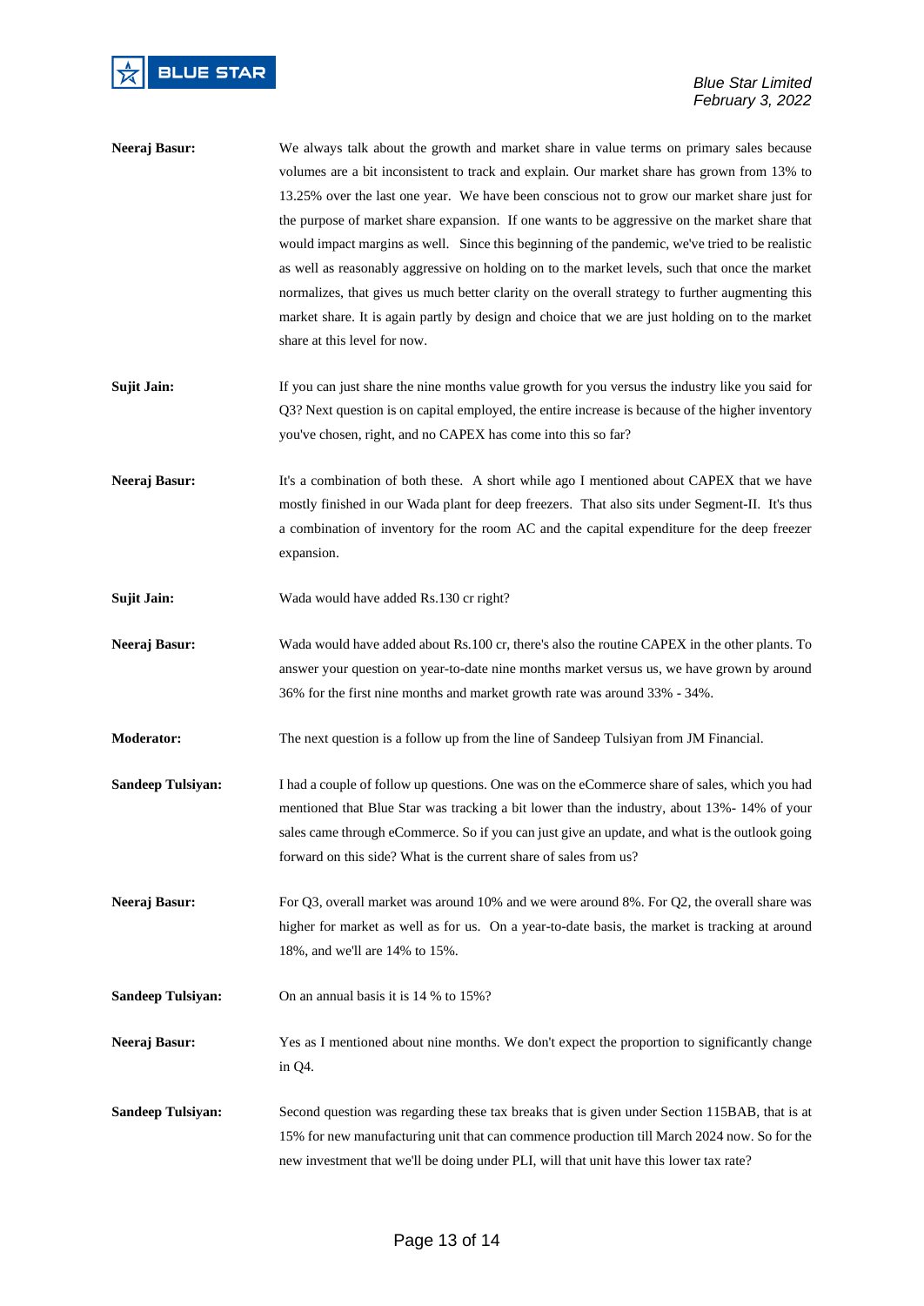**Neeraj Basur:** We always talk about the growth and market share in value terms on primary sales because volumes are a bit inconsistent to track and explain. Our market share has grown from 13% to 13.25% over the last one year. We have been conscious not to grow our market share just for the purpose of market share expansion. If one wants to be aggressive on the market share that would impact margins as well. Since this beginning of the pandemic, we've tried to be realistic as well as reasonably aggressive on holding on to the market levels, such that once the market normalizes, that gives us much better clarity on the overall strategy to further augmenting this market share. It is again partly by design and choice that we are just holding on to the market share at this level for now.

**Sujit Jain:** If you can just share the nine months value growth for you versus the industry like you said for Q3? Next question is on capital employed, the entire increase is because of the higher inventory you've chosen, right, and no CAPEX has come into this so far?

**Neeraj Basur:** It's a combination of both these. A short while ago I mentioned about CAPEX that we have mostly finished in our Wada plant for deep freezers. That also sits under Segment-II. It's thus a combination of inventory for the room AC and the capital expenditure for the deep freezer expansion.

**Sujit Jain:** Wada would have added Rs.130 cr right?

**Neeraj Basur:** Wada would have added about Rs.100 cr, there's also the routine CAPEX in the other plants. To answer your question on year-to-date nine months market versus us, we have grown by around 36% for the first nine months and market growth rate was around 33% - 34%.

**Moderator:** The next question is a follow up from the line of Sandeep Tulsiyan from JM Financial.

**Sandeep Tulsiyan:** I had a couple of follow up questions. One was on the eCommerce share of sales, which you had mentioned that Blue Star was tracking a bit lower than the industry, about 13%- 14% of your sales came through eCommerce. So if you can just give an update, and what is the outlook going forward on this side? What is the current share of sales from us?

**Neeraj Basur:** For Q3, overall market was around 10% and we were around 8%. For Q2, the overall share was higher for market as well as for us. On a year-to-date basis, the market is tracking at around 18%, and we'll are 14% to 15%.

**Sandeep Tulsiyan:** On an annual basis it is 14 % to 15%?

**Neeraj Basur:** Yes as I mentioned about nine months. We don't expect the proportion to significantly change in Q4.

**Sandeep Tulsiyan:** Second question was regarding these tax breaks that is given under Section 115BAB, that is at 15% for new manufacturing unit that can commence production till March 2024 now. So for the new investment that we'll be doing under PLI, will that unit have this lower tax rate?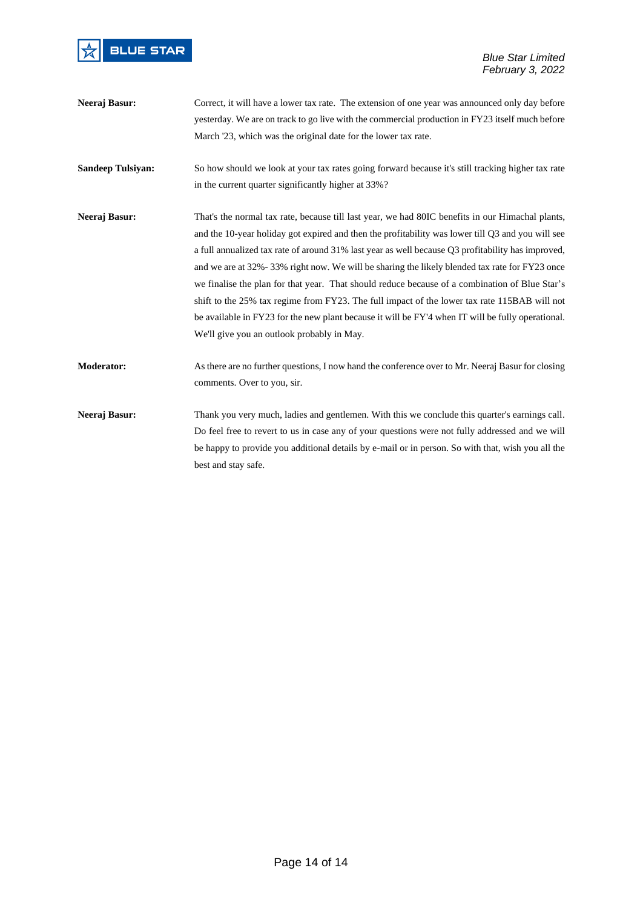**Neeraj Basur:** Correct, it will have a lower tax rate. The extension of one year was announced only day before yesterday. We are on track to go live with the commercial production in FY23 itself much before March '23, which was the original date for the lower tax rate.

**Sandeep Tulsiyan:** So how should we look at your tax rates going forward because it's still tracking higher tax rate in the current quarter significantly higher at 33%?

**Neeraj Basur:** That's the normal tax rate, because till last year, we had 80IC benefits in our Himachal plants, and the 10-year holiday got expired and then the profitability was lower till Q3 and you will see a full annualized tax rate of around 31% last year as well because Q3 profitability has improved, and we are at 32%- 33% right now. We will be sharing the likely blended tax rate for FY23 once we finalise the plan for that year. That should reduce because of a combination of Blue Star's shift to the 25% tax regime from FY23. The full impact of the lower tax rate 115BAB will not be available in FY23 for the new plant because it will be FY'4 when IT will be fully operational. We'll give you an outlook probably in May.

**Moderator:** As there are no further questions, I now hand the conference over to Mr. Neeraj Basur for closing comments. Over to you, sir.

**Neeraj Basur:** Thank you very much, ladies and gentlemen. With this we conclude this quarter's earnings call. Do feel free to revert to us in case any of your questions were not fully addressed and we will be happy to provide you additional details by e-mail or in person. So with that, wish you all the best and stay safe.